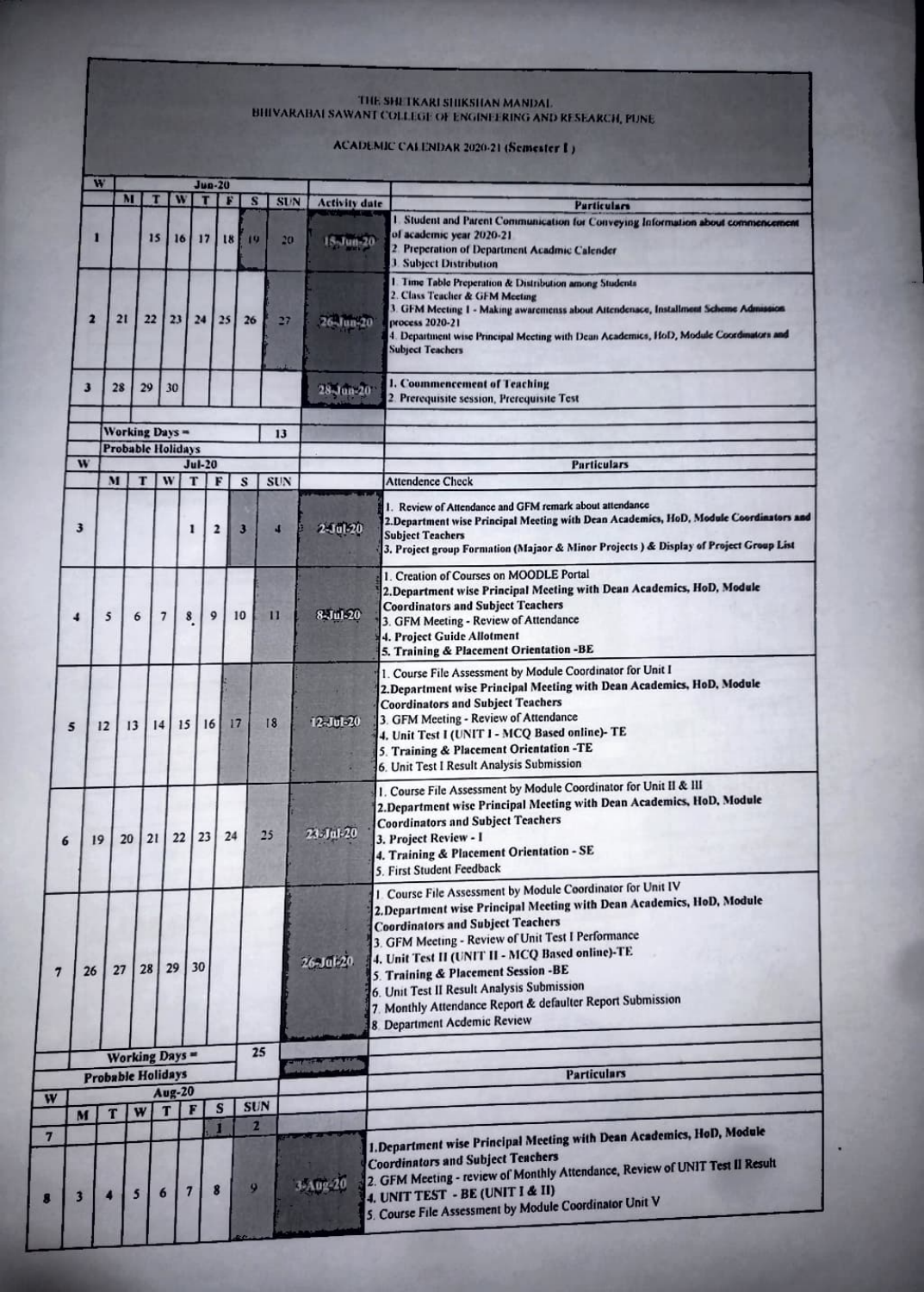# THE SHETKARI SHIKSHAN MANDAL
## BHIVARABAI SAWANT COLLEGE OF ENGINEERING AND RESEARCH, PUNE

### ACADEMIC CALENDAR 2020-21 (Semester I)

| W | Jun-20 | | | | | | | Activity date | Particulars |
|---|---|---|---|---|---|---|---|---|---|
| | M | T | W | T | F | S | SUN | Activity date | Particulars |
| 1 | | 15 | 16 | 17 | 18 | 19 | 20 | 15-Jun-20 | 1. Student and Parent Communication for Conveying Information about commencement of academic year 2020-21<br>2. Preperation of Department Acadmic Calender<br>3. Subject Distribution |
| 2 | 21 | 22 | 23 | 24 | 25 | 26 | 27 | 26-Jun-20 | 1. Time Table Preperation & Distribution among Students<br>2. Class Teacher & GFM Meeting<br>3. GFM Meeting I - Making awaremenss about Attendenace, Installment Scheme Admission process 2020-21<br>4. Department wise Principal Meeting with Dean Academics, HoD, Module Coordinators and Subject Teachers |
| 3 | 28 | 29 | 30 | | | | | 28-Jun-20 | 1. Coommencement of Teaching<br>2. Prerequisite session, Prerequisite Test |
| | Working Days = | | | | | | 13 | | |
| | Probable Holidays | | | | | | | | |
| W | Jul-20 | | | | | | | | Particulars |
| | M | T | W | T | F | S | SUN | | Attendence Check |
| 3 | | | | 1 | 2 | 3 | 4 | 2-Jul-20 | 1. Review of Attendance and GFM remark about attendance<br>2. Department wise Principal Meeting with Dean Academics, HoD, Module Coordinators and Subject Teachers<br>3. Project group Formation (Majaor & Minor Projects) & Display of Project Group List |
| 4 | 5 | 6 | 7 | 8 | 9 | 10 | 11 | 8-Jul-20 | 1. Creation of Courses on MOODLE Portal<br>2. Department wise Principal Meeting with Dean Academics, HoD, Module Coordinators and Subject Teachers<br>3. GFM Meeting - Review of Attendance<br>4. Project Guide Allotment<br>5. Training & Placement Orientation -BE |
| 5 | 12 | 13 | 14 | 15 | 16 | 17 | 18 | 12-Jul-20 | 1. Course File Assessment by Module Coordinator for Unit I<br>2. Department wise Principal Meeting with Dean Academics, HoD, Module Coordinators and Subject Teachers<br>3. GFM Meeting - Review of Attendance<br>4. Unit Test I (UNIT I - MCQ Based online)- TE<br>5. Training & Placement Orientation -TE<br>6. Unit Test I Result Analysis Submission |
| 6 | 19 | 20 | 21 | 22 | 23 | 24 | 25 | 23-Jul-20 | 1. Course File Assessment by Module Coordinator for Unit II & III<br>2. Department wise Principal Meeting with Dean Academics, HoD, Module Coordinators and Subject Teachers<br>3. Project Review - I<br>4. Training & Placement Orientation - SE<br>5. First Student Feedback |
| 7 | 26 | 27 | 28 | 29 | 30 | | | 26-Jul-20 | 1. Course File Assessment by Module Coordinator for Unit IV<br>2. Department wise Principal Meeting with Dean Academics, HoD, Module Coordinators and Subject Teachers<br>3. GFM Meeting - Review of Unit Test I Performance<br>4. Unit Test II (UNIT II - MCQ Based online)-TE<br>5. Training & Placement Session -BE<br>6. Unit Test II Result Analysis Submission<br>7. Monthly Attendance Report & defaulter Report Submission<br>8. Department Acdemic Review |
| | Working Days = | | | | | | 25 | | |
| | Probable Holidays | | | | | | | | Particulars |
| W | Aug-20 | | | | | | | | |
| | M | T | W | T | F | S | SUN | | |
| 7 | | | | | | 1 | 2 | | |
| 8 | 3 | 4 | 5 | 6 | 7 | 8 | 9 | 3-Aug-20 | 1. Department wise Principal Meeting with Dean Academics, HoD, Module Coordinators and Subject Teachers<br>2. GFM Meeting - review of Monthly Attendance, Review of UNIT Test II Result<br>4. UNIT TEST - BE (UNIT I & II)<br>5. Course File Assessment by Module Coordinator Unit V |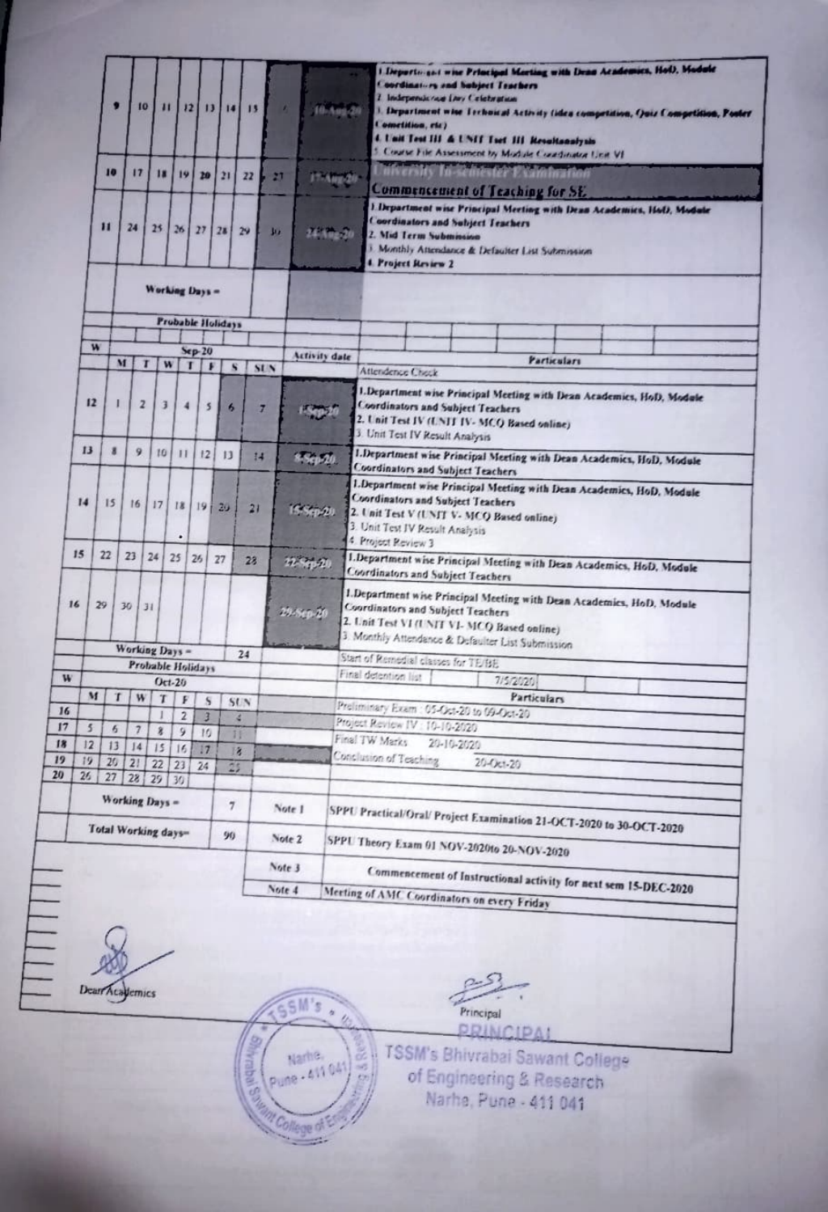| W | M | T | W | T | F | S | SUN | | Activity date | Particulars |
|---|---|---|---|---|---|---|---|---|---|---|
| 9 | 10 | 11 | 12 | 13 | 14 | 15 | | | 10-Aug-20 | 1.Department wise Principal Meeting with Dean Academics, HoD, Module Coordinators and Subject Teachers<br>2. Independence Day Celebration<br>3. Department wise Technical Activity (idea competition, Quiz Competition, Poster Cometition, etc)<br>4. Unit Test III & UNIT Test III Resultanalysis<br>5. Course File Assessment by Module Coordinator Unit VI |
| 10 | 17 | 18 | 19 | 20 | 21 | 22 | 23 | | 17-Aug-20 | University In-semester Examination<br>Commencement of Teaching for SE |
| 11 | 24 | 25 | 26 | 27 | 28 | 29 | 30 | | 24-Aug-20 | 1.Department wise Principal Meeting with Dean Academics, HoD, Module Coordinators and Subject Teachers<br>2. Mid Term Submission<br>3. Monthly Attendance & Defaulter List Submission<br>4. Project Review 2 |
| | Working Days = | | | | | | | | | |
| | Probable Holidays | | | | | | | | | |

| W | M | T | W | T | F | S | SUN | Activity date | Particulars |
|---|---|---|---|---|---|---|---|---|---|
| | Sep-20 | | | | | | | | Attendence Check |
| 12 | 1 | 2 | 3 | 4 | 5 | 6 | 7 | 1-Sep-20 | 1.Department wise Principal Meeting with Dean Academics, HoD, Module Coordinators and Subject Teachers<br>2. Unit Test IV (UNIT IV- MCQ Based online)<br>3. Unit Test IV Result Analysis |
| 13 | 8 | 9 | 10 | 11 | 12 | 13 | 14 | 8-Sep-20 | 1.Department wise Principal Meeting with Dean Academics, HoD, Module Coordinators and Subject Teachers |
| 14 | 15 | 16 | 17 | 18 | 19 | 20 | 21 | 15-Sep-20 | 1.Department wise Principal Meeting with Dean Academics, HoD, Module Coordinators and Subject Teachers<br>2. Unit Test V (UNIT V- MCQ Based online)<br>3. Unit Test IV Result Analysis<br>4. Project Review 3 |
| 15 | 22 | 23 | 24 | 25 | 26 | 27 | 28 | 22-Sep-20 | 1.Department wise Principal Meeting with Dean Academics, HoD, Module Coordinators and Subject Teachers |
| 16 | 29 | 30 | 31 | | | | | 29-Sep-20 | 1.Department wise Principal Meeting with Dean Academics, HoD, Module Coordinators and Subject Teachers<br>2. Unit Test VI (UNIT VI- MCQ Based online)<br>3. Monthly Attendance & Defaulter List Submission |
| | Working Days = | | | | | | 24 | | Start of Remedial classes for TE/BE |
| | Probable Holidays | | | | | | | | Final detention list 7/5/2020 |

| W | M | T | W | T | F | S | SUN | Particulars |
|---|---|---|---|---|---|---|---|---|
| | Oct-20 | | | | | | | |
| 16 | | | | 1 | 2 | 3 | 4 | Preliminary Exam : 05-Oct-20 to 09-Oct-20 |
| 17 | 5 | 6 | 7 | 8 | 9 | 10 | 11 | Project Review IV : 10-10-2020 |
| 18 | 12 | 13 | 14 | 15 | 16 | 17 | 18 | Final TW Marks 20-10-2020 |
| 19 | 19 | 20 | 21 | 22 | 23 | 24 | 25 | Conclusion of Teaching 20-Oct-20 |
| 20 | 26 | 27 | 28 | 29 | 30 | | | |

| | | | |
|---|---|---|---|
| Working Days = | 7 | Note 1 | SPPU Practical/Oral/ Project Examination 21-OCT-2020 to 30-OCT-2020 |
| Total Working days= | 90 | Note 2 | SPPU Theory Exam 01 NOV-2020to 20-NOV-2020 |
| | | Note 3 | Commencement of Instructional activity for next sem 15-DEC-2020 |
| | | Note 4 | Meeting of AMC Coordinators on every Friday |

Dean Academics

Principal

PRINCIPAL
TSSM's Bhivrabai Sawant College of Engineering & Research
Narhe, Pune - 411 041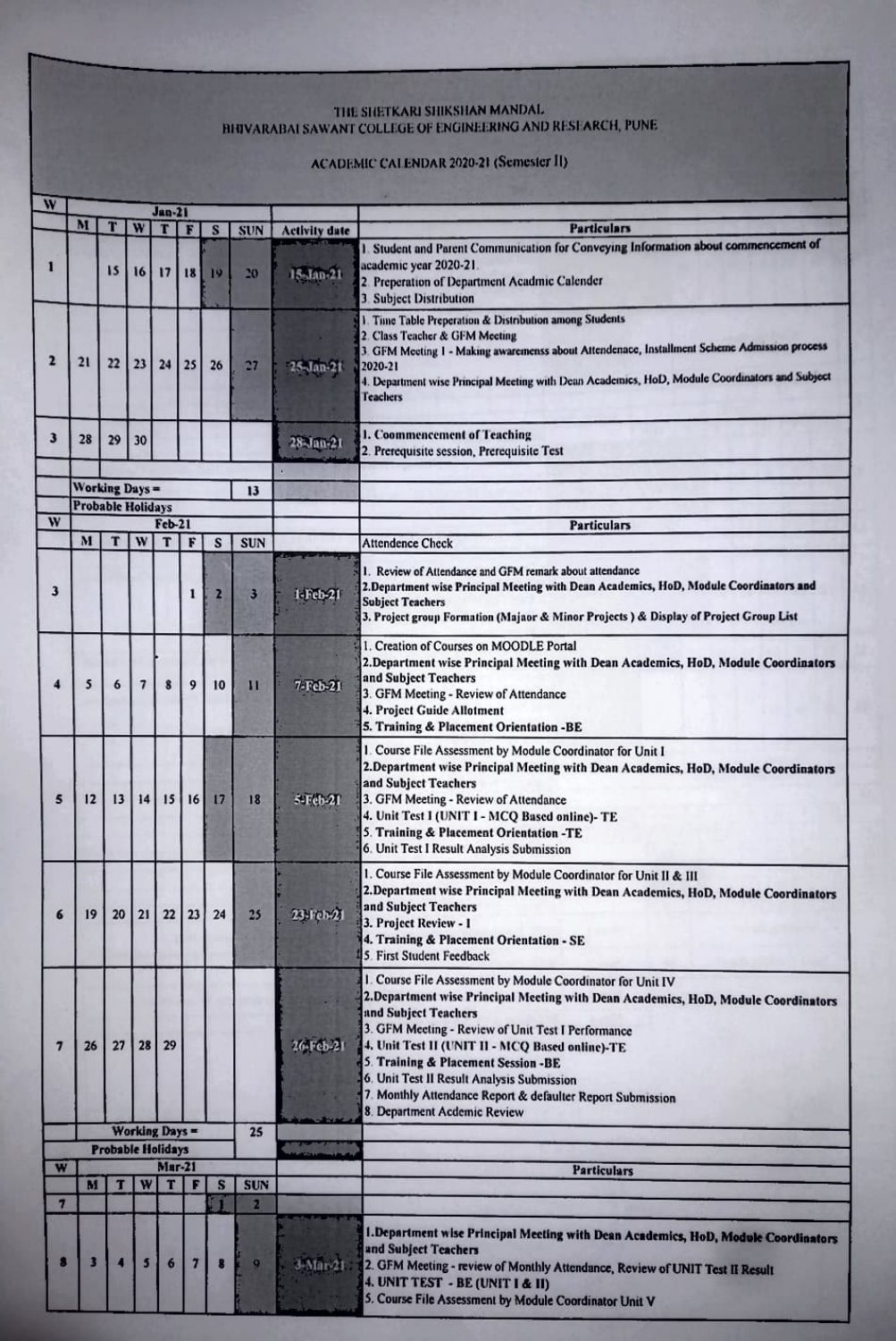THE SHETKARI SHIKSHAN MANDAL
BHIVARABAI SAWANT COLLEGE OF ENGINEERING AND RESEARCH, PUNE

ACADEMIC CALENDAR 2020-21 (Semester II)

| W | Jan-21 | | | | | | | Activity date | Particulars |
|---|---|---|---|---|---|---|---|---|---|
| | M | T | W | T | F | S | SUN | | |
| 1 | | 15 | 16 | 17 | 18 | 19 | 20 | 15-Jan-21 | 1. Student and Parent Communication for Conveying Information about commencement of academic year 2020-21.<br>2. Preperation of Department Acadmic Calender<br>3. Subject Distribution |
| 2 | 21 | 22 | 23 | 24 | 25 | 26 | 27 | 25-Jan-21 | 1. Time Table Preperation & Distribution among Students<br>2. Class Teacher & GFM Meeting<br>3. GFM Meeting I - Making awarenenss about Attendenace, Installment Scheme Admission process 2020-21<br>4. Department wise Principal Meeting with Dean Academics, HoD, Module Coordinators and Subject Teachers |
| 3 | 28 | 29 | 30 | | | | | 28-Jan-21 | 1. Coommencement of Teaching<br>2. Prerequisite session, Prerequisite Test |
| | Working Days = | | | | | | 13 | | |
| | Probable Holidays | | | | | | | | |
| W | Feb-21 | | | | | | | | Particulars |
| | M | T | W | T | F | S | SUN | | Attendence Check |
| 3 | | | | | 1 | 2 | 3 | 1-Feb-21 | 1. Review of Attendance and GFM remark about attendance<br>2. Department wise Principal Meeting with Dean Academics, HoD, Module Coordinators and Subject Teachers<br>3. Project group Formation (Majaor & Minor Projects ) & Display of Project Group List |
| 4 | 5 | 6 | 7 | 8 | 9 | 10 | 11 | 7-Feb-21 | 1. Creation of Courses on MOODLE Portal<br>2. Department wise Principal Meeting with Dean Academics, HoD, Module Coordinators and Subject Teachers<br>3. GFM Meeting - Review of Attendance<br>4. Project Guide Allotment<br>5. Training & Placement Orientation -BE |
| 5 | 12 | 13 | 14 | 15 | 16 | 17 | 18 | 5-Feb-21 | 1. Course File Assessment by Module Coordinator for Unit I<br>2. Department wise Principal Meeting with Dean Academics, HoD, Module Coordinators and Subject Teachers<br>3. GFM Meeting - Review of Attendance<br>4. Unit Test I (UNIT I - MCQ Based online)- TE<br>5. Training & Placement Orientation -TE<br>6. Unit Test I Result Analysis Submission |
| 6 | 19 | 20 | 21 | 22 | 23 | 24 | 25 | 23-Feb-21 | 1. Course File Assessment by Module Coordinator for Unit II & III<br>2. Department wise Principal Meeting with Dean Academics, HoD, Module Coordinators and Subject Teachers<br>3. Project Review - I<br>4. Training & Placement Orientation - SE<br>5. First Student Feedback |
| 7 | 26 | 27 | 28 | 29 | | | | 26-Feb-21 | 1. Course File Assessment by Module Coordinator for Unit IV<br>2. Department wise Principal Meeting with Dean Academics, HoD, Module Coordinators and Subject Teachers<br>3. GFM Meeting - Review of Unit Test I Performance<br>4. Unit Test II (UNIT II - MCQ Based online)-TE<br>5. Training & Placement Session -BE<br>6. Unit Test II Result Analysis Submission<br>7. Monthly Attendance Report & defaulter Report Submission<br>8. Department Acdemic Review |
| | Working Days = | | | | | | 25 | | |
| | Probable Holidays | | | | | | | | |
| W | Mar-21 | | | | | | | | Particulars |
| | M | T | W | T | F | S | SUN | | |
| 7 | | | | | | 1 | 2 | | |
| 8 | 3 | 4 | 5 | 6 | 7 | 8 | 9 | 3-Mar-21 | 1. Department wise Principal Meeting with Dean Academics, HoD, Module Coordinators and Subject Teachers<br>2. GFM Meeting - review of Monthly Attendance, Review of UNIT Test II Result<br>4. UNIT TEST - BE (UNIT I & II)<br>5. Course File Assessment by Module Coordinator Unit V |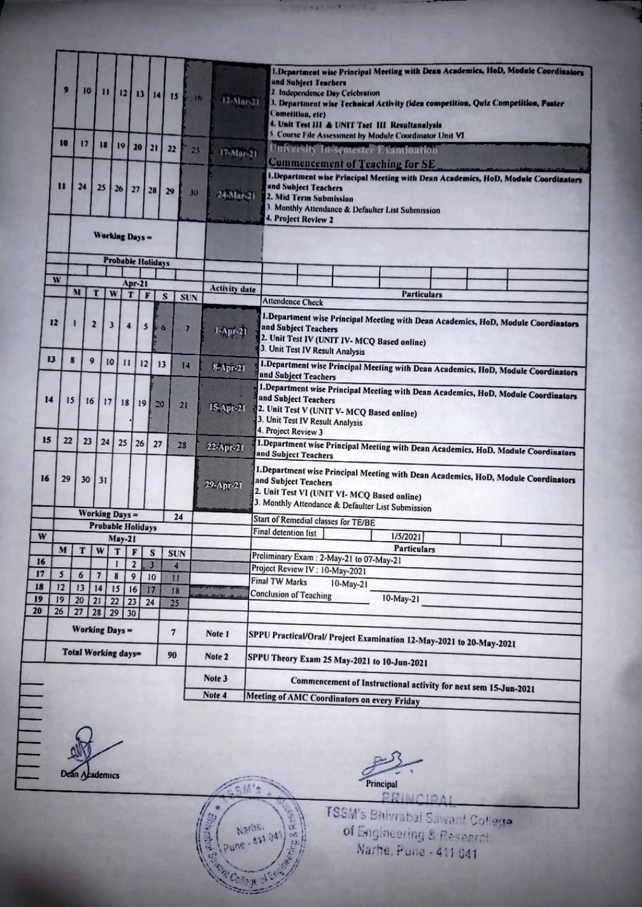| W | M | T | W | T | F | S | SUN | Activity date | Particulars |
|---|---|---|---|---|---|---|---|---|---|
| 9 | 10 | 11 | 12 | 13 | 14 | 15 | 16 | 12-Mar-21 | 1.Department wise Principal Meeting with Dean Academics, HoD, Module Coordinators and Subject Teachers<br>2. Independence Day Celebration<br>3. Department wise Technical Activity (idea competition, Quiz Competition, Poster Cometition, etc)<br>4. Unit Test III & UNIT Tset III Resultanalysis<br>5. Course File Assessment by Module Coordinator Unit VI |
| 10 | 17 | 18 | 19 | 20 | 21 | 22 | 23 | 17-Mar-21 | University In-semester Examination<br>Commencement of Teaching for SE |
| 11 | 24 | 25 | 26 | 27 | 28 | 29 | 30 | 24-Mar-21 | 1.Department wise Principal Meeting with Dean Academics, HoD, Module Coordinators and Subject Teachers<br>2. Mid Term Submission<br>3. Monthly Attendance & Defaulter List Submission<br>4. Project Review 2 |
| | Working Days = | | | | | | | | |
| | Probable Holidays | | | | | | | | |

| W | M | T | W | T | F | S | SUN | Activity date | Particulars |
|---|---|---|---|---|---|---|---|---|---|
| | Apr-21 | | | | | | | | Attendence Check |
| 12 | 1 | 2 | 3 | 4 | 5 | 6 | 7 | 1-Apr-21 | 1.Department wise Principal Meeting with Dean Academics, HoD, Module Coordinators and Subject Teachers<br>2. Unit Test IV (UNIT IV- MCQ Based online)<br>3. Unit Test IV Result Analysis |
| 13 | 8 | 9 | 10 | 11 | 12 | 13 | 14 | 8-Apr-21 | 1.Department wise Principal Meeting with Dean Academics, HoD, Module Coordinators and Subject Teachers |
| 14 | 15 | 16 | 17 | 18 | 19 | 20 | 21 | 15-Apr-21 | 1.Department wise Principal Meeting with Dean Academics, HoD, Module Coordinators and Subject Teachers<br>2. Unit Test V (UNIT V- MCQ Based online)<br>3. Unit Test IV Result Analysis<br>4. Project Review 3 |
| 15 | 22 | 23 | 24 | 25 | 26 | 27 | 28 | 22-Apr-21 | 1.Department wise Principal Meeting with Dean Academics, HoD, Module Coordinators and Subject Teachers |
| 16 | 29 | 30 | 31 | | | | | 29-Apr-21 | 1.Department wise Principal Meeting with Dean Academics, HoD, Module Coordinators and Subject Teachers<br>2. Unit Test VI (UNIT VI- MCQ Based online)<br>3. Monthly Attendance & Defaulter List Submission |
| | Working Days = | | | | | | 24 | | Start of Remedial classes for TE/BE |
| | Probable Holidays | | | | | | | | Final detention list 1/5/2021 |

| W | M | T | W | T | F | S | SUN | | Particulars |
|---|---|---|---|---|---|---|---|---|---|
| | May-21 | | | | | | | | |
| 16 | | | | 1 | 2 | 3 | 4 | | Preliminary Exam : 2-May-21 to 07-May-21 |
| 17 | 5 | 6 | 7 | 8 | 9 | 10 | 11 | | Project Review IV : 10-May-2021 |
| 18 | 12 | 13 | 14 | 15 | 16 | 17 | 18 | | Final TW Marks 10-May-21 |
| 19 | 19 | 20 | 21 | 22 | 23 | 24 | 25 | | Conclusion of Teaching 10-May-21 |
| 20 | 26 | 27 | 28 | 29 | 30 | | | | |
| | Working Days = | | | | | | 7 | Note 1 | SPPU Practical/Oral/ Project Examination 12-May-2021 to 20-May-2021 |
| | Total Working days= | | | | | | 90 | Note 2 | SPPU Theory Exam 25 May-2021 to 10-Jun-2021 |
| | | | | | | | | Note 3 | Commencement of Instructional activity for next sem 15-Jun-2021 |
| | | | | | | | | Note 4 | Meeting of AMC Coordinators on every Friday |

Dean Academics

Principal

PRINCIPAL
TSSM's Bhivrabai Sawant College of Engineering & Research
Narhe, Pune - 411 041